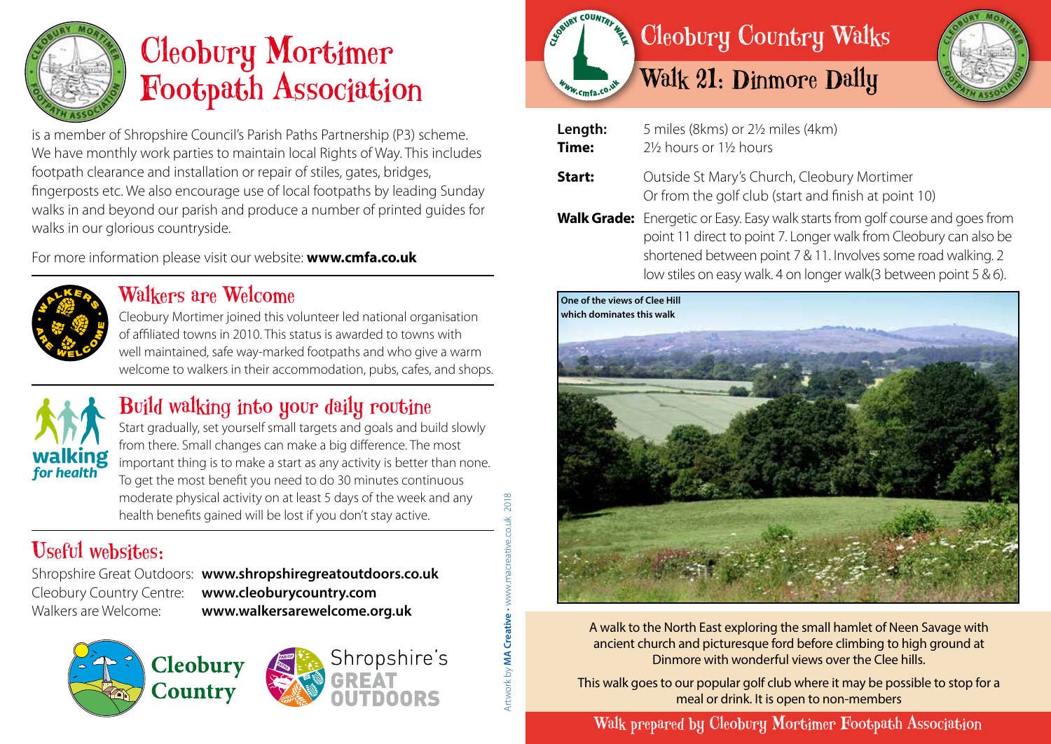# Cleobury Mortimer Footpath Association

is a member of Shropshire Council's Parish Paths Partnership (P3) scheme. We have monthly work parties to maintain local Rights of Way. This includes footpath clearance and installation or repair of stiles, gates, bridges, fingerposts etc. We also encourage use of local footpaths by leading Sunday walks in and beyond our parish and produce a number of printed guides for walks in our glorious countryside.

For more information please visit our website: **www.cmfa.co.uk**

## Walkers are Welcome

Cleobury Mortimer joined this volunteer led national organisation of affiliated towns in 2010. This status is awarded to towns with well maintained, safe way-marked footpaths and who give a warm welcome to walkers in their accommodation, pubs, cafes, and shops.

## Build walking into your daily routine

Start gradually, set yourself small targets and goals and build slowly from there. Small changes can make a big difference. The most important thing is to make a start as any activity is better than none. To get the most benefit you need to do 30 minutes continuous moderate physical activity on at least 5 days of the week and any health benefits gained will be lost if you don't stay active.

## Useful websites:

Shropshire Great Outdoors: **www.shropshiregreatoutdoors.co.uk**
Cleobury Country Centre: **www.cleoburycountry.com**
Walkers are Welcome: **www.walkersarewelcome.org.uk**

Artwork by **MA Creative** • www.macreative.co.uk 2018

# Cleobury Country Walks

## Walk 21: Dinmore Dally

**Length:** 5 miles (8kms) or 2½ miles (4km)
**Time:** 2½ hours or 1½ hours
**Start:** Outside St Mary's Church, Cleobury Mortimer
Or from the golf club (start and finish at point 10)
**Walk Grade:** Energetic or Easy. Easy walk starts from golf course and goes from point 11 direct to point 7. Longer walk from Cleobury can also be shortened between point 7 & 11. Involves some road walking. 2 low stiles on easy walk. 4 on longer walk(3 between point 5 & 6).

**One of the views of Clee Hill which dominates this walk**

A walk to the North East exploring the small hamlet of Neen Savage with ancient church and picturesque ford before climbing to high ground at Dinmore with wonderful views over the Clee hills.

This walk goes to our popular golf club where it may be possible to stop for a meal or drink. It is open to non-members

Walk prepared by Cleobury Mortimer Footpath Association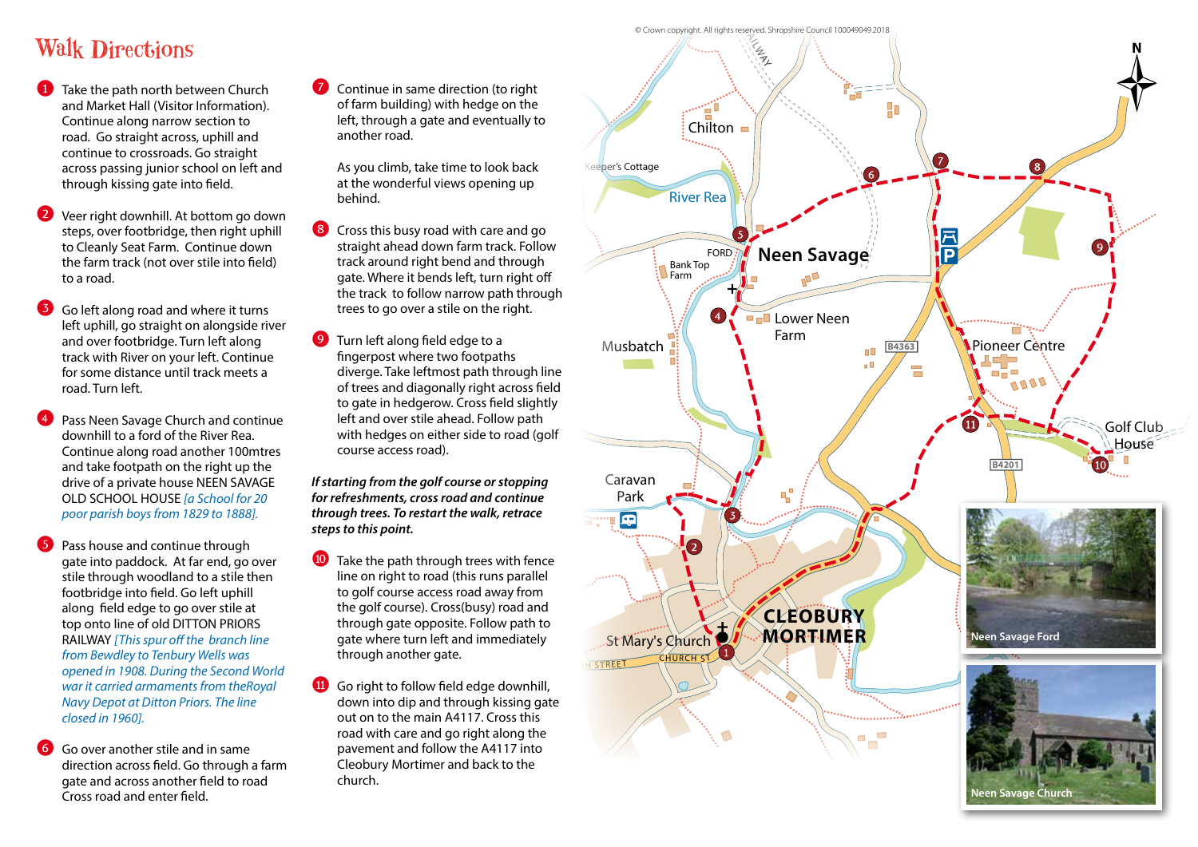# Walk Directions

1. Take the path north between Church and Market Hall (Visitor Information). Continue along narrow section to road. Go straight across, uphill and continue to crossroads. Go straight across passing junior school on left and through kissing gate into field.

2. Veer right downhill. At bottom go down steps, over footbridge, then right uphill to Cleanly Seat Farm. Continue down the farm track (not over stile into field) to a road.

3. Go left along road and where it turns left uphill, go straight on alongside river and over footbridge. Turn left along track with River on your left. Continue for some distance until track meets a road. Turn left.

4. Pass Neen Savage Church and continue downhill to a ford of the River Rea. Continue along road another 100mtres and take footpath on the right up the drive of a private house NEEN SAVAGE OLD SCHOOL HOUSE *[a School for 20 poor parish boys from 1829 to 1888].*

5. Pass house and continue through gate into paddock. At far end, go over stile through woodland to a stile then footbridge into field. Go left uphill along field edge to go over stile at top onto line of old DITTON PRIORS RAILWAY *[This spur off the branch line from Bewdley to Tenbury Wells was opened in 1908. During the Second World war it carried armaments from theRoyal Navy Depot at Ditton Priors. The line closed in 1960].*

6. Go over another stile and in same direction across field. Go through a farm gate and across another field to road Cross road and enter field.

7. Continue in same direction (to right of farm building) with hedge on the left, through a gate and eventually to another road.

   As you climb, take time to look back at the wonderful views opening up behind.

8. Cross this busy road with care and go straight ahead down farm track. Follow track around right bend and through gate. Where it bends left, turn right off the track to follow narrow path through trees to go over a stile on the right.

9. Turn left along field edge to a fingerpost where two footpaths diverge. Take leftmost path through line of trees and diagonally right across field to gate in hedgerow. Cross field slightly left and over stile ahead. Follow path with hedges on either side to road (golf course access road).

***If starting from the golf course or stopping for refreshments, cross road and continue through trees. To restart the walk, retrace steps to this point.***

10. Take the path through trees with fence line on right to road (this runs parallel to golf course access road away from the golf course). Cross(busy) road and through gate opposite. Follow path to gate where turn left and immediately through another gate.

11. Go right to follow field edge downhill, down into dip and through kissing gate out on to the main A4117. Cross this road with care and go right along the pavement and follow the A4117 into Cleobury Mortimer and back to the church.

© Crown copyright. All rights reserved. Shropshire Council 100049049 2018

N

RAILWAY
Chilton
Keeper's Cottage
River Rea
FORD
Bank Top Farm
Neen Savage
Lower Neen Farm
Musbatch
B4363
Pioneer Centre
Golf Club House
B4201
Caravan Park
St Mary's Church
CHURCH ST
STREET
CLEOBURY MORTIMER

Neen Savage Ford

Neen Savage Church